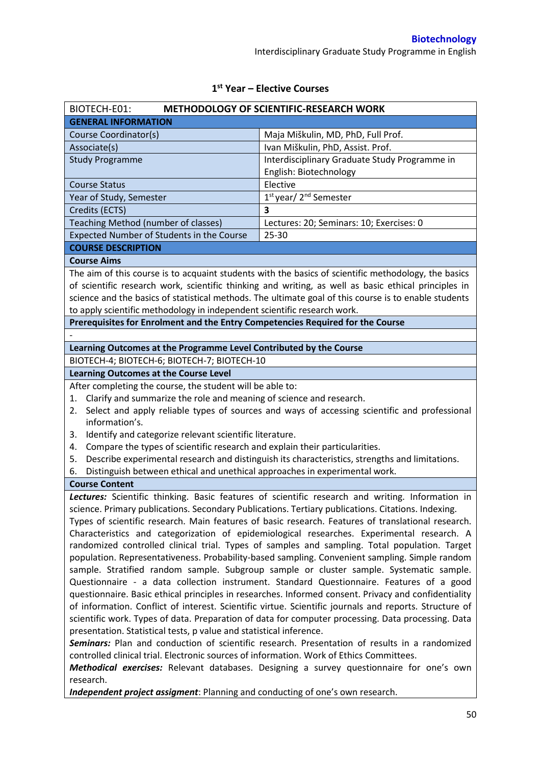## 1st Year – Elective Courses

| BIOTECH-E01: | **METHODOLOGY OF SCIENTIFIC-RESEARCH WORK** |
|---|---|
| **GENERAL INFORMATION** | |
| Course Coordinator(s) | Maja Miškulin, MD, PhD, Full Prof. |
| Associate(s) | Ivan Miškulin, PhD, Assist. Prof. |
| Study Programme | Interdisciplinary Graduate Study Programme in English: Biotechnology |
| Course Status | Elective |
| Year of Study, Semester | 1st year/ 2nd Semester |
| Credits (ECTS) | **3** |
| Teaching Method (number of classes) | Lectures: 20; Seminars: 10; Exercises: 0 |
| Expected Number of Students in the Course | 25-30 |
| **COURSE DESCRIPTION** | |

**Course Aims**

The aim of this course is to acquaint students with the basics of scientific methodology, the basics of scientific research work, scientific thinking and writing, as well as basic ethical principles in science and the basics of statistical methods. The ultimate goal of this course is to enable students to apply scientific methodology in independent scientific research work.

**Prerequisites for Enrolment and the Entry Competencies Required for the Course**

-

**Learning Outcomes at the Programme Level Contributed by the Course**

BIOTECH-4; BIOTECH-6; BIOTECH-7; BIOTECH-10

**Learning Outcomes at the Course Level**

After completing the course, the student will be able to:

1. Clarify and summarize the role and meaning of science and research.
2. Select and apply reliable types of sources and ways of accessing scientific and professional information's.
3. Identify and categorize relevant scientific literature.
4. Compare the types of scientific research and explain their particularities.
5. Describe experimental research and distinguish its characteristics, strengths and limitations.
6. Distinguish between ethical and unethical approaches in experimental work.

**Course Content**

***Lectures:*** Scientific thinking. Basic features of scientific research and writing. Information in science. Primary publications. Secondary Publications. Tertiary publications. Citations. Indexing. Types of scientific research. Main features of basic research. Features of translational research. Characteristics and categorization of epidemiological researches. Experimental research. A randomized controlled clinical trial. Types of samples and sampling. Total population. Target population. Representativeness. Probability-based sampling. Convenient sampling. Simple random sample. Stratified random sample. Subgroup sample or cluster sample. Systematic sample. Questionnaire - a data collection instrument. Standard Questionnaire. Features of a good questionnaire. Basic ethical principles in researches. Informed consent. Privacy and confidentiality of information. Conflict of interest. Scientific virtue. Scientific journals and reports. Structure of scientific work. Types of data. Preparation of data for computer processing. Data processing. Data presentation. Statistical tests, p value and statistical inference.

***Seminars:*** Plan and conduction of scientific research. Presentation of results in a randomized controlled clinical trial. Electronic sources of information. Work of Ethics Committees.

***Methodical exercises:*** Relevant databases. Designing a survey questionnaire for one's own research.

***Independent project assigment***: Planning and conducting of one's own research.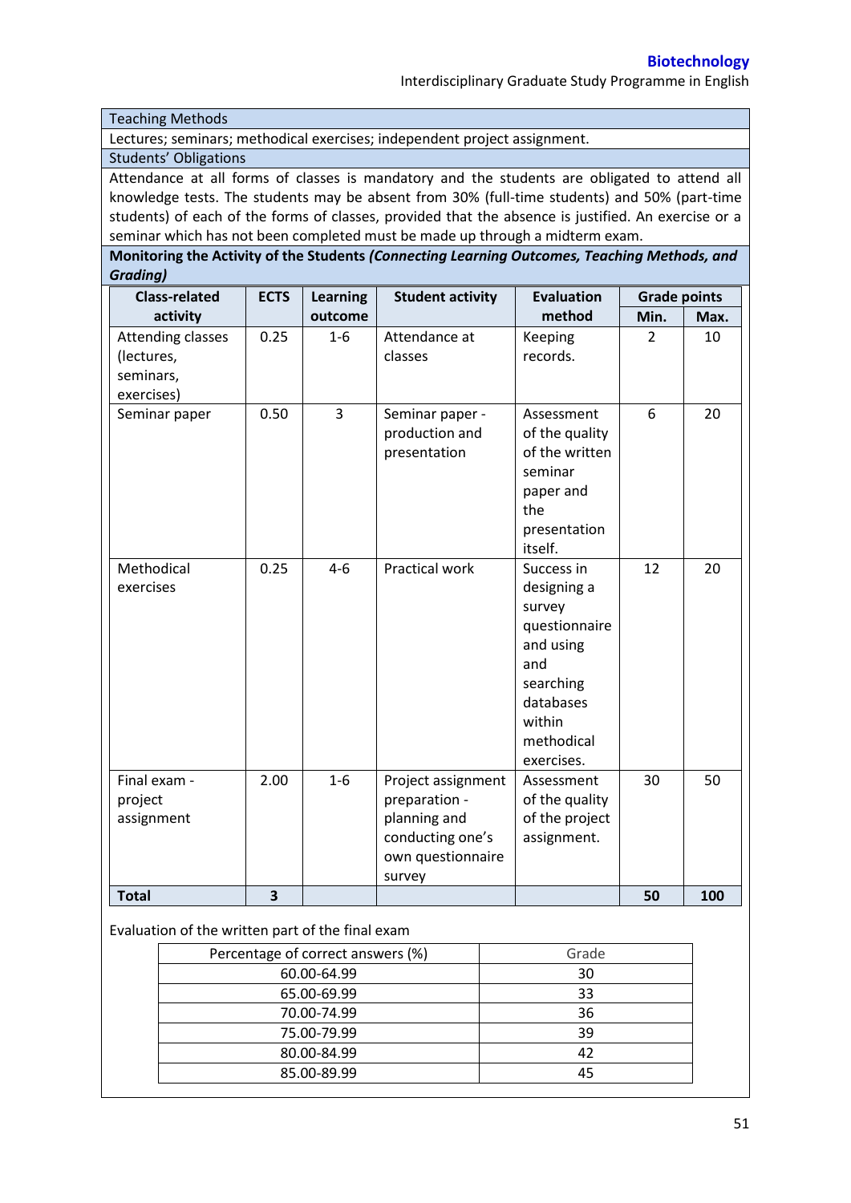| Teaching Methods |
|---|
| Lectures; seminars; methodical exercises; independent project assignment. |
| Students' Obligations |
| Attendance at all forms of classes is mandatory and the students are obligated to attend all knowledge tests. The students may be absent from 30% (full-time students) and 50% (part-time students) of each of the forms of classes, provided that the absence is justified. An exercise or a seminar which has not been completed must be made up through a midterm exam. |
| **Monitoring the Activity of the Students *(Connecting Learning Outcomes, Teaching Methods, and Grading)*** |

| Class-related activity | ECTS | Learning outcome | Student activity | Evaluation method | Grade points | |
|---|---|---|---|---|---|---|
| | | | | | Min. | Max. |
| Attending classes (lectures, seminars, exercises) | 0.25 | 1-6 | Attendance at classes | Keeping records. | 2 | 10 |
| Seminar paper | 0.50 | 3 | Seminar paper - production and presentation | Assessment of the quality of the written seminar paper and the presentation itself. | 6 | 20 |
| Methodical exercises | 0.25 | 4-6 | Practical work | Success in designing a survey questionnaire and using and searching databases within methodical exercises. | 12 | 20 |
| Final exam - project assignment | 2.00 | 1-6 | Project assignment preparation - planning and conducting one's own questionnaire survey | Assessment of the quality of the project assignment. | 30 | 50 |
| **Total** | **3** | | | | **50** | **100** |

Evaluation of the written part of the final exam

| Percentage of correct answers (%) | Grade |
|---|---|
| 60.00-64.99 | 30 |
| 65.00-69.99 | 33 |
| 70.00-74.99 | 36 |
| 75.00-79.99 | 39 |
| 80.00-84.99 | 42 |
| 85.00-89.99 | 45 |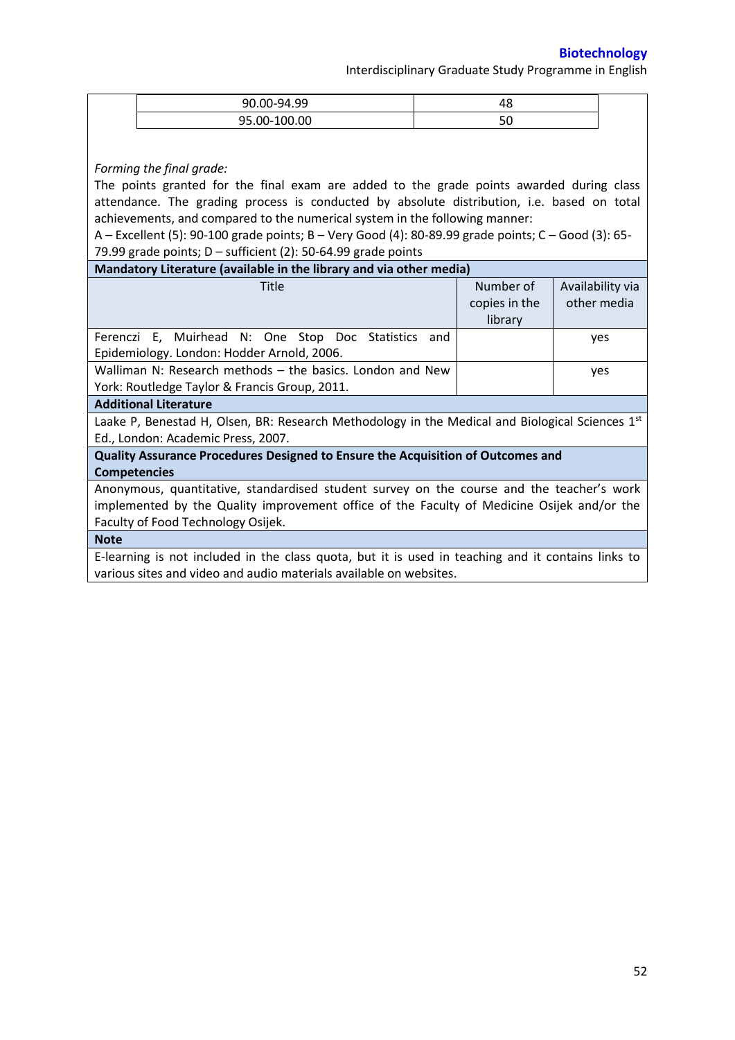| | |
|---|---|
| 90.00-94.99 | 48 |
| 95.00-100.00 | 50 |

*Forming the final grade:*

The points granted for the final exam are added to the grade points awarded during class attendance. The grading process is conducted by absolute distribution, i.e. based on total achievements, and compared to the numerical system in the following manner:

A – Excellent (5): 90-100 grade points; B – Very Good (4): 80-89.99 grade points; C – Good (3): 65-79.99 grade points; D – sufficient (2): 50-64.99 grade points

**Mandatory Literature (available in the library and via other media)**

| Title | Number of copies in the library | Availability via other media |
|---|---|---|
| Ferenczi E, Muirhead N: One Stop Doc Statistics and Epidemiology. London: Hodder Arnold, 2006. | | yes |
| Walliman N: Research methods – the basics. London and New York: Routledge Taylor & Francis Group, 2011. | | yes |

**Additional Literature**

Laake P, Benestad H, Olsen, BR: Research Methodology in the Medical and Biological Sciences 1st Ed., London: Academic Press, 2007.

**Quality Assurance Procedures Designed to Ensure the Acquisition of Outcomes and Competencies**

Anonymous, quantitative, standardised student survey on the course and the teacher's work implemented by the Quality improvement office of the Faculty of Medicine Osijek and/or the Faculty of Food Technology Osijek.

**Note**

E-learning is not included in the class quota, but it is used in teaching and it contains links to various sites and video and audio materials available on websites.